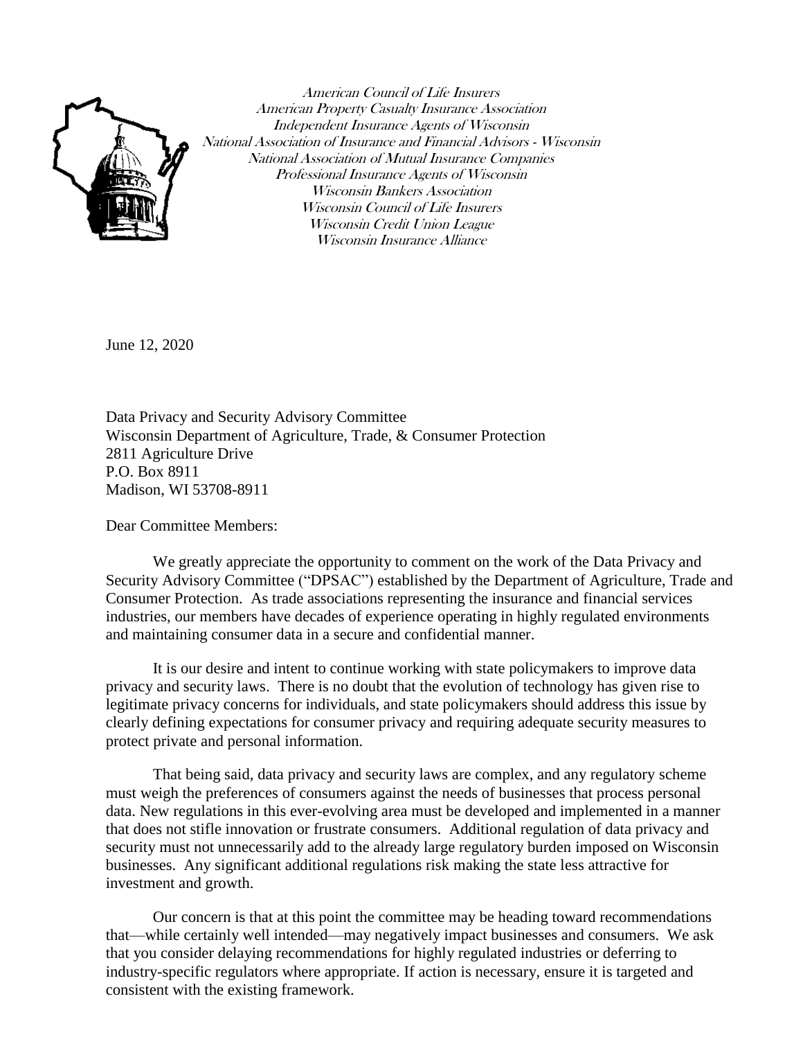American Council of Life Insurers
American Property Casualty Insurance Association
Independent Insurance Agents of Wisconsin
National Association of Insurance and Financial Advisors - Wisconsin
National Association of Mutual Insurance Companies
Professional Insurance Agents of Wisconsin
Wisconsin Bankers Association
Wisconsin Council of Life Insurers
Wisconsin Credit Union League
Wisconsin Insurance Alliance

June 12, 2020

Data Privacy and Security Advisory Committee
Wisconsin Department of Agriculture, Trade, & Consumer Protection
2811 Agriculture Drive
P.O. Box 8911
Madison, WI 53708-8911

Dear Committee Members:

We greatly appreciate the opportunity to comment on the work of the Data Privacy and Security Advisory Committee ("DPSAC") established by the Department of Agriculture, Trade and Consumer Protection. As trade associations representing the insurance and financial services industries, our members have decades of experience operating in highly regulated environments and maintaining consumer data in a secure and confidential manner.

It is our desire and intent to continue working with state policymakers to improve data privacy and security laws. There is no doubt that the evolution of technology has given rise to legitimate privacy concerns for individuals, and state policymakers should address this issue by clearly defining expectations for consumer privacy and requiring adequate security measures to protect private and personal information.

That being said, data privacy and security laws are complex, and any regulatory scheme must weigh the preferences of consumers against the needs of businesses that process personal data. New regulations in this ever-evolving area must be developed and implemented in a manner that does not stifle innovation or frustrate consumers. Additional regulation of data privacy and security must not unnecessarily add to the already large regulatory burden imposed on Wisconsin businesses. Any significant additional regulations risk making the state less attractive for investment and growth.

Our concern is that at this point the committee may be heading toward recommendations that—while certainly well intended—may negatively impact businesses and consumers. We ask that you consider delaying recommendations for highly regulated industries or deferring to industry-specific regulators where appropriate. If action is necessary, ensure it is targeted and consistent with the existing framework.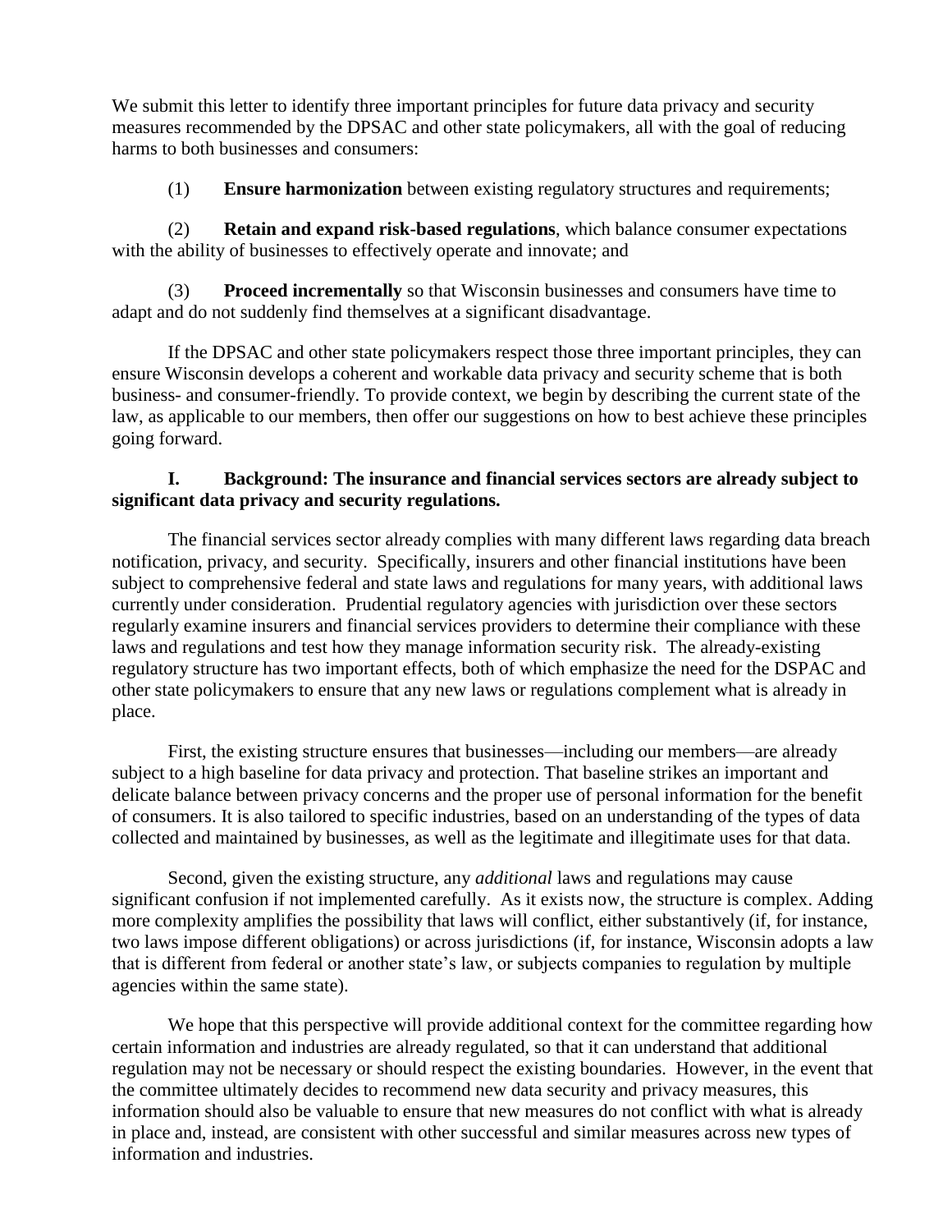We submit this letter to identify three important principles for future data privacy and security measures recommended by the DPSAC and other state policymakers, all with the goal of reducing harms to both businesses and consumers:

(1) **Ensure harmonization** between existing regulatory structures and requirements;

(2) **Retain and expand risk-based regulations**, which balance consumer expectations with the ability of businesses to effectively operate and innovate; and

(3) **Proceed incrementally** so that Wisconsin businesses and consumers have time to adapt and do not suddenly find themselves at a significant disadvantage.

If the DPSAC and other state policymakers respect those three important principles, they can ensure Wisconsin develops a coherent and workable data privacy and security scheme that is both business- and consumer-friendly. To provide context, we begin by describing the current state of the law, as applicable to our members, then offer our suggestions on how to best achieve these principles going forward.

### I. Background: The insurance and financial services sectors are already subject to significant data privacy and security regulations.

The financial services sector already complies with many different laws regarding data breach notification, privacy, and security. Specifically, insurers and other financial institutions have been subject to comprehensive federal and state laws and regulations for many years, with additional laws currently under consideration. Prudential regulatory agencies with jurisdiction over these sectors regularly examine insurers and financial services providers to determine their compliance with these laws and regulations and test how they manage information security risk. The already-existing regulatory structure has two important effects, both of which emphasize the need for the DSPAC and other state policymakers to ensure that any new laws or regulations complement what is already in place.

First, the existing structure ensures that businesses—including our members—are already subject to a high baseline for data privacy and protection. That baseline strikes an important and delicate balance between privacy concerns and the proper use of personal information for the benefit of consumers. It is also tailored to specific industries, based on an understanding of the types of data collected and maintained by businesses, as well as the legitimate and illegitimate uses for that data.

Second, given the existing structure, any *additional* laws and regulations may cause significant confusion if not implemented carefully. As it exists now, the structure is complex. Adding more complexity amplifies the possibility that laws will conflict, either substantively (if, for instance, two laws impose different obligations) or across jurisdictions (if, for instance, Wisconsin adopts a law that is different from federal or another state's law, or subjects companies to regulation by multiple agencies within the same state).

We hope that this perspective will provide additional context for the committee regarding how certain information and industries are already regulated, so that it can understand that additional regulation may not be necessary or should respect the existing boundaries. However, in the event that the committee ultimately decides to recommend new data security and privacy measures, this information should also be valuable to ensure that new measures do not conflict with what is already in place and, instead, are consistent with other successful and similar measures across new types of information and industries.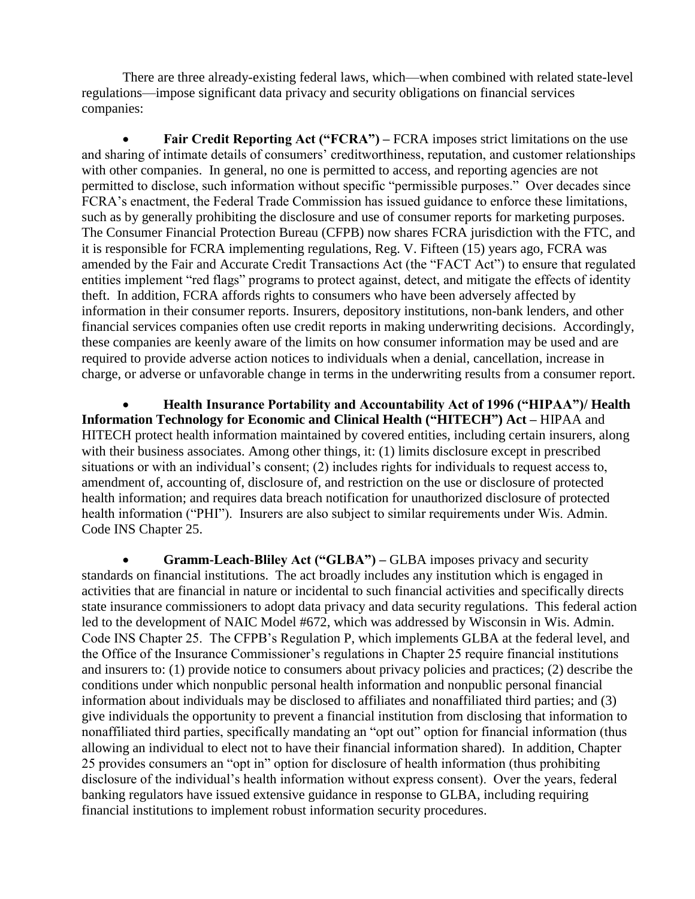There are three already-existing federal laws, which—when combined with related state-level regulations—impose significant data privacy and security obligations on financial services companies:

- **Fair Credit Reporting Act ("FCRA") –** FCRA imposes strict limitations on the use and sharing of intimate details of consumers' creditworthiness, reputation, and customer relationships with other companies. In general, no one is permitted to access, and reporting agencies are not permitted to disclose, such information without specific "permissible purposes." Over decades since FCRA's enactment, the Federal Trade Commission has issued guidance to enforce these limitations, such as by generally prohibiting the disclosure and use of consumer reports for marketing purposes. The Consumer Financial Protection Bureau (CFPB) now shares FCRA jurisdiction with the FTC, and it is responsible for FCRA implementing regulations, Reg. V. Fifteen (15) years ago, FCRA was amended by the Fair and Accurate Credit Transactions Act (the "FACT Act") to ensure that regulated entities implement "red flags" programs to protect against, detect, and mitigate the effects of identity theft. In addition, FCRA affords rights to consumers who have been adversely affected by information in their consumer reports. Insurers, depository institutions, non-bank lenders, and other financial services companies often use credit reports in making underwriting decisions. Accordingly, these companies are keenly aware of the limits on how consumer information may be used and are required to provide adverse action notices to individuals when a denial, cancellation, increase in charge, or adverse or unfavorable change in terms in the underwriting results from a consumer report.

- **Health Insurance Portability and Accountability Act of 1996 ("HIPAA")/ Health Information Technology for Economic and Clinical Health ("HITECH") Act –** HIPAA and HITECH protect health information maintained by covered entities, including certain insurers, along with their business associates. Among other things, it: (1) limits disclosure except in prescribed situations or with an individual's consent; (2) includes rights for individuals to request access to, amendment of, accounting of, disclosure of, and restriction on the use or disclosure of protected health information; and requires data breach notification for unauthorized disclosure of protected health information ("PHI"). Insurers are also subject to similar requirements under Wis. Admin. Code INS Chapter 25.

- **Gramm-Leach-Bliley Act ("GLBA") –** GLBA imposes privacy and security standards on financial institutions. The act broadly includes any institution which is engaged in activities that are financial in nature or incidental to such financial activities and specifically directs state insurance commissioners to adopt data privacy and data security regulations. This federal action led to the development of NAIC Model #672, which was addressed by Wisconsin in Wis. Admin. Code INS Chapter 25. The CFPB's Regulation P, which implements GLBA at the federal level, and the Office of the Insurance Commissioner's regulations in Chapter 25 require financial institutions and insurers to: (1) provide notice to consumers about privacy policies and practices; (2) describe the conditions under which nonpublic personal health information and nonpublic personal financial information about individuals may be disclosed to affiliates and nonaffiliated third parties; and (3) give individuals the opportunity to prevent a financial institution from disclosing that information to nonaffiliated third parties, specifically mandating an "opt out" option for financial information (thus allowing an individual to elect not to have their financial information shared). In addition, Chapter 25 provides consumers an "opt in" option for disclosure of health information (thus prohibiting disclosure of the individual's health information without express consent). Over the years, federal banking regulators have issued extensive guidance in response to GLBA, including requiring financial institutions to implement robust information security procedures.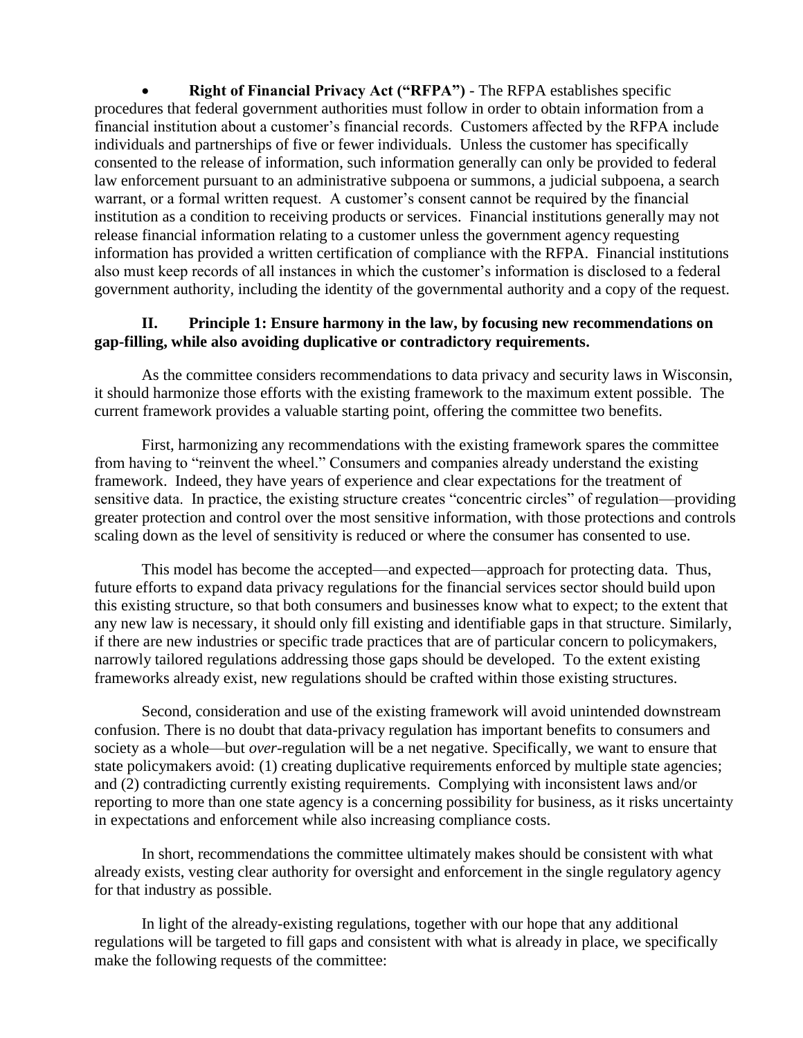- **Right of Financial Privacy Act ("RFPA")** - The RFPA establishes specific procedures that federal government authorities must follow in order to obtain information from a financial institution about a customer's financial records. Customers affected by the RFPA include individuals and partnerships of five or fewer individuals. Unless the customer has specifically consented to the release of information, such information generally can only be provided to federal law enforcement pursuant to an administrative subpoena or summons, a judicial subpoena, a search warrant, or a formal written request. A customer's consent cannot be required by the financial institution as a condition to receiving products or services. Financial institutions generally may not release financial information relating to a customer unless the government agency requesting information has provided a written certification of compliance with the RFPA. Financial institutions also must keep records of all instances in which the customer's information is disclosed to a federal government authority, including the identity of the governmental authority and a copy of the request.

## II. Principle 1: Ensure harmony in the law, by focusing new recommendations on gap-filling, while also avoiding duplicative or contradictory requirements.

As the committee considers recommendations to data privacy and security laws in Wisconsin, it should harmonize those efforts with the existing framework to the maximum extent possible. The current framework provides a valuable starting point, offering the committee two benefits.

First, harmonizing any recommendations with the existing framework spares the committee from having to "reinvent the wheel." Consumers and companies already understand the existing framework. Indeed, they have years of experience and clear expectations for the treatment of sensitive data. In practice, the existing structure creates "concentric circles" of regulation—providing greater protection and control over the most sensitive information, with those protections and controls scaling down as the level of sensitivity is reduced or where the consumer has consented to use.

This model has become the accepted—and expected—approach for protecting data. Thus, future efforts to expand data privacy regulations for the financial services sector should build upon this existing structure, so that both consumers and businesses know what to expect; to the extent that any new law is necessary, it should only fill existing and identifiable gaps in that structure. Similarly, if there are new industries or specific trade practices that are of particular concern to policymakers, narrowly tailored regulations addressing those gaps should be developed. To the extent existing frameworks already exist, new regulations should be crafted within those existing structures.

Second, consideration and use of the existing framework will avoid unintended downstream confusion. There is no doubt that data-privacy regulation has important benefits to consumers and society as a whole—but *over*-regulation will be a net negative. Specifically, we want to ensure that state policymakers avoid: (1) creating duplicative requirements enforced by multiple state agencies; and (2) contradicting currently existing requirements. Complying with inconsistent laws and/or reporting to more than one state agency is a concerning possibility for business, as it risks uncertainty in expectations and enforcement while also increasing compliance costs.

In short, recommendations the committee ultimately makes should be consistent with what already exists, vesting clear authority for oversight and enforcement in the single regulatory agency for that industry as possible.

In light of the already-existing regulations, together with our hope that any additional regulations will be targeted to fill gaps and consistent with what is already in place, we specifically make the following requests of the committee: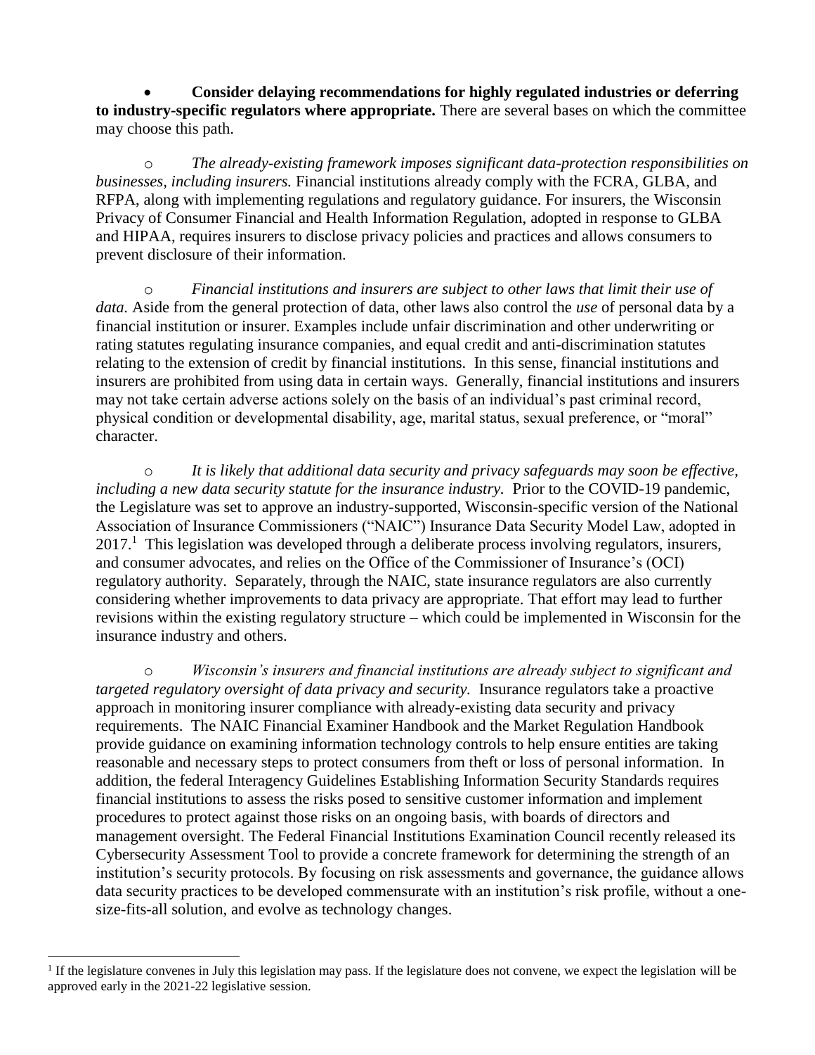- **Consider delaying recommendations for highly regulated industries or deferring to industry-specific regulators where appropriate.** There are several bases on which the committee may choose this path.

  - *The already-existing framework imposes significant data-protection responsibilities on businesses, including insurers.* Financial institutions already comply with the FCRA, GLBA, and RFPA, along with implementing regulations and regulatory guidance. For insurers, the Wisconsin Privacy of Consumer Financial and Health Information Regulation, adopted in response to GLBA and HIPAA, requires insurers to disclose privacy policies and practices and allows consumers to prevent disclosure of their information.

  - *Financial institutions and insurers are subject to other laws that limit their use of data.* Aside from the general protection of data, other laws also control the *use* of personal data by a financial institution or insurer. Examples include unfair discrimination and other underwriting or rating statutes regulating insurance companies, and equal credit and anti-discrimination statutes relating to the extension of credit by financial institutions. In this sense, financial institutions and insurers are prohibited from using data in certain ways. Generally, financial institutions and insurers may not take certain adverse actions solely on the basis of an individual's past criminal record, physical condition or developmental disability, age, marital status, sexual preference, or "moral" character.

  - *It is likely that additional data security and privacy safeguards may soon be effective, including a new data security statute for the insurance industry.* Prior to the COVID-19 pandemic, the Legislature was set to approve an industry-supported, Wisconsin-specific version of the National Association of Insurance Commissioners ("NAIC") Insurance Data Security Model Law, adopted in 2017.[1] This legislation was developed through a deliberate process involving regulators, insurers, and consumer advocates, and relies on the Office of the Commissioner of Insurance's (OCI) regulatory authority. Separately, through the NAIC, state insurance regulators are also currently considering whether improvements to data privacy are appropriate. That effort may lead to further revisions within the existing regulatory structure – which could be implemented in Wisconsin for the insurance industry and others.

  - *Wisconsin's insurers and financial institutions are already subject to significant and targeted regulatory oversight of data privacy and security.* Insurance regulators take a proactive approach in monitoring insurer compliance with already-existing data security and privacy requirements. The NAIC Financial Examiner Handbook and the Market Regulation Handbook provide guidance on examining information technology controls to help ensure entities are taking reasonable and necessary steps to protect consumers from theft or loss of personal information. In addition, the federal Interagency Guidelines Establishing Information Security Standards requires financial institutions to assess the risks posed to sensitive customer information and implement procedures to protect against those risks on an ongoing basis, with boards of directors and management oversight. The Federal Financial Institutions Examination Council recently released its Cybersecurity Assessment Tool to provide a concrete framework for determining the strength of an institution's security protocols. By focusing on risk assessments and governance, the guidance allows data security practices to be developed commensurate with an institution's risk profile, without a one-size-fits-all solution, and evolve as technology changes.

---

[1] If the legislature convenes in July this legislation may pass. If the legislature does not convene, we expect the legislation will be approved early in the 2021-22 legislative session.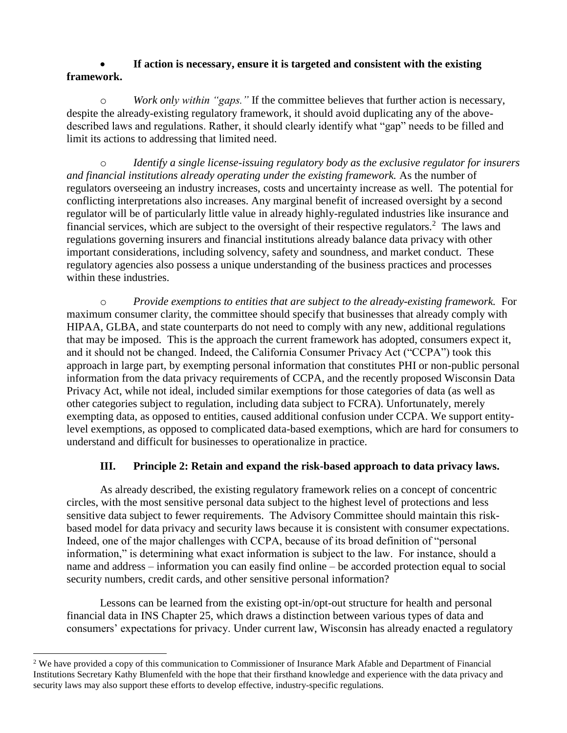- **If action is necessary, ensure it is targeted and consistent with the existing framework.**

  - *Work only within "gaps."* If the committee believes that further action is necessary, despite the already-existing regulatory framework, it should avoid duplicating any of the above-described laws and regulations. Rather, it should clearly identify what "gap" needs to be filled and limit its actions to addressing that limited need.

  - *Identify a single license-issuing regulatory body as the exclusive regulator for insurers and financial institutions already operating under the existing framework.* As the number of regulators overseeing an industry increases, costs and uncertainty increase as well. The potential for conflicting interpretations also increases. Any marginal benefit of increased oversight by a second regulator will be of particularly little value in already highly-regulated industries like insurance and financial services, which are subject to the oversight of their respective regulators.[2] The laws and regulations governing insurers and financial institutions already balance data privacy with other important considerations, including solvency, safety and soundness, and market conduct. These regulatory agencies also possess a unique understanding of the business practices and processes within these industries.

  - *Provide exemptions to entities that are subject to the already-existing framework.* For maximum consumer clarity, the committee should specify that businesses that already comply with HIPAA, GLBA, and state counterparts do not need to comply with any new, additional regulations that may be imposed. This is the approach the current framework has adopted, consumers expect it, and it should not be changed. Indeed, the California Consumer Privacy Act ("CCPA") took this approach in large part, by exempting personal information that constitutes PHI or non-public personal information from the data privacy requirements of CCPA, and the recently proposed Wisconsin Data Privacy Act, while not ideal, included similar exemptions for those categories of data (as well as other categories subject to regulation, including data subject to FCRA). Unfortunately, merely exempting data, as opposed to entities, caused additional confusion under CCPA. We support entity-level exemptions, as opposed to complicated data-based exemptions, which are hard for consumers to understand and difficult for businesses to operationalize in practice.

## III. Principle 2: Retain and expand the risk-based approach to data privacy laws.

As already described, the existing regulatory framework relies on a concept of concentric circles, with the most sensitive personal data subject to the highest level of protections and less sensitive data subject to fewer requirements. The Advisory Committee should maintain this risk-based model for data privacy and security laws because it is consistent with consumer expectations. Indeed, one of the major challenges with CCPA, because of its broad definition of "personal information," is determining what exact information is subject to the law. For instance, should a name and address – information you can easily find online – be accorded protection equal to social security numbers, credit cards, and other sensitive personal information?

Lessons can be learned from the existing opt-in/opt-out structure for health and personal financial data in INS Chapter 25, which draws a distinction between various types of data and consumers' expectations for privacy. Under current law, Wisconsin has already enacted a regulatory

---

[2] We have provided a copy of this communication to Commissioner of Insurance Mark Afable and Department of Financial Institutions Secretary Kathy Blumenfeld with the hope that their firsthand knowledge and experience with the data privacy and security laws may also support these efforts to develop effective, industry-specific regulations.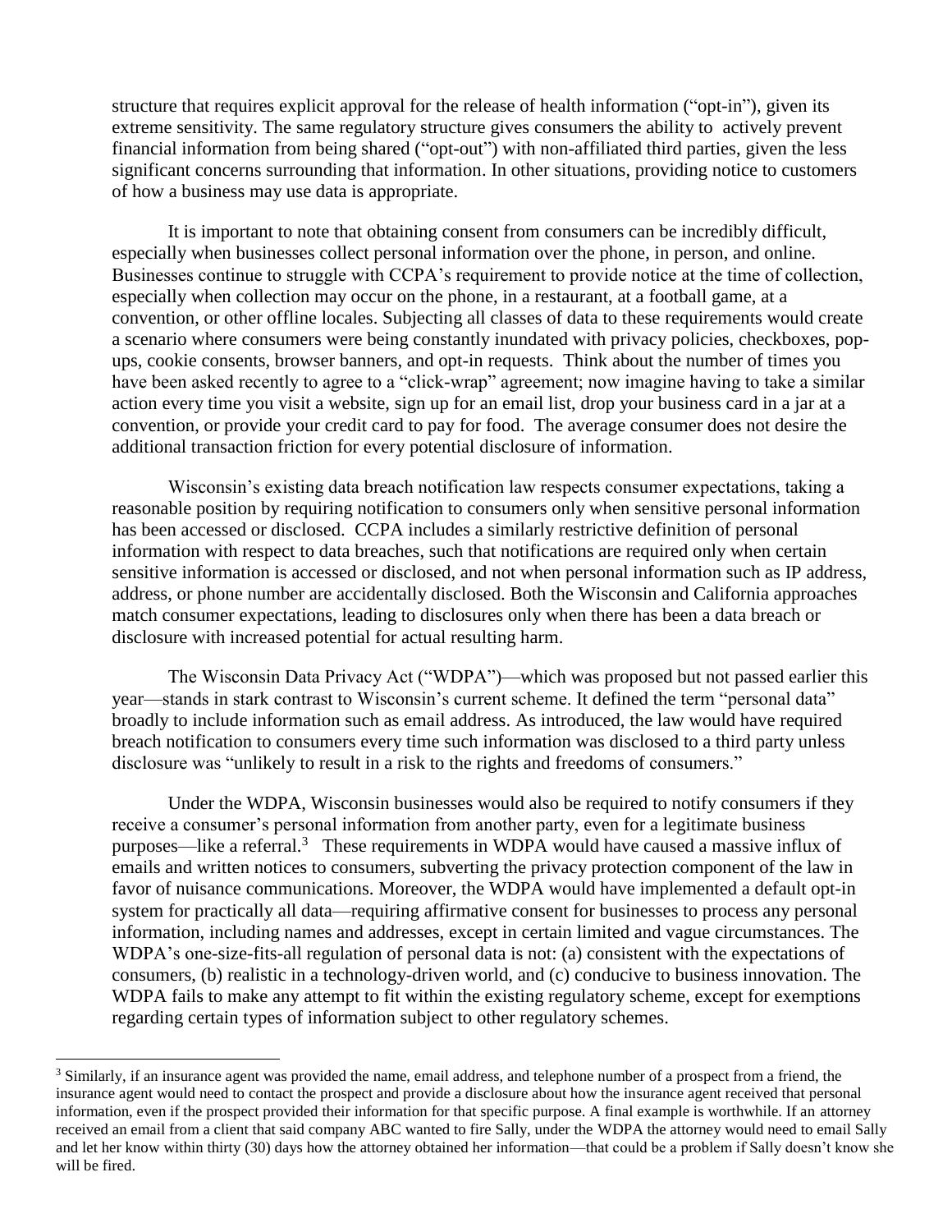structure that requires explicit approval for the release of health information ("opt-in"), given its extreme sensitivity. The same regulatory structure gives consumers the ability to actively prevent financial information from being shared ("opt-out") with non-affiliated third parties, given the less significant concerns surrounding that information. In other situations, providing notice to customers of how a business may use data is appropriate.

It is important to note that obtaining consent from consumers can be incredibly difficult, especially when businesses collect personal information over the phone, in person, and online. Businesses continue to struggle with CCPA's requirement to provide notice at the time of collection, especially when collection may occur on the phone, in a restaurant, at a football game, at a convention, or other offline locales. Subjecting all classes of data to these requirements would create a scenario where consumers were being constantly inundated with privacy policies, checkboxes, pop-ups, cookie consents, browser banners, and opt-in requests. Think about the number of times you have been asked recently to agree to a "click-wrap" agreement; now imagine having to take a similar action every time you visit a website, sign up for an email list, drop your business card in a jar at a convention, or provide your credit card to pay for food. The average consumer does not desire the additional transaction friction for every potential disclosure of information.

Wisconsin's existing data breach notification law respects consumer expectations, taking a reasonable position by requiring notification to consumers only when sensitive personal information has been accessed or disclosed. CCPA includes a similarly restrictive definition of personal information with respect to data breaches, such that notifications are required only when certain sensitive information is accessed or disclosed, and not when personal information such as IP address, address, or phone number are accidentally disclosed. Both the Wisconsin and California approaches match consumer expectations, leading to disclosures only when there has been a data breach or disclosure with increased potential for actual resulting harm.

The Wisconsin Data Privacy Act ("WDPA")—which was proposed but not passed earlier this year—stands in stark contrast to Wisconsin's current scheme. It defined the term "personal data" broadly to include information such as email address. As introduced, the law would have required breach notification to consumers every time such information was disclosed to a third party unless disclosure was "unlikely to result in a risk to the rights and freedoms of consumers."

Under the WDPA, Wisconsin businesses would also be required to notify consumers if they receive a consumer's personal information from another party, even for a legitimate business purposes—like a referral.[3] These requirements in WDPA would have caused a massive influx of emails and written notices to consumers, subverting the privacy protection component of the law in favor of nuisance communications. Moreover, the WDPA would have implemented a default opt-in system for practically all data—requiring affirmative consent for businesses to process any personal information, including names and addresses, except in certain limited and vague circumstances. The WDPA's one-size-fits-all regulation of personal data is not: (a) consistent with the expectations of consumers, (b) realistic in a technology-driven world, and (c) conducive to business innovation. The WDPA fails to make any attempt to fit within the existing regulatory scheme, except for exemptions regarding certain types of information subject to other regulatory schemes.

---

[3] Similarly, if an insurance agent was provided the name, email address, and telephone number of a prospect from a friend, the insurance agent would need to contact the prospect and provide a disclosure about how the insurance agent received that personal information, even if the prospect provided their information for that specific purpose. A final example is worthwhile. If an attorney received an email from a client that said company ABC wanted to fire Sally, under the WDPA the attorney would need to email Sally and let her know within thirty (30) days how the attorney obtained her information—that could be a problem if Sally doesn't know she will be fired.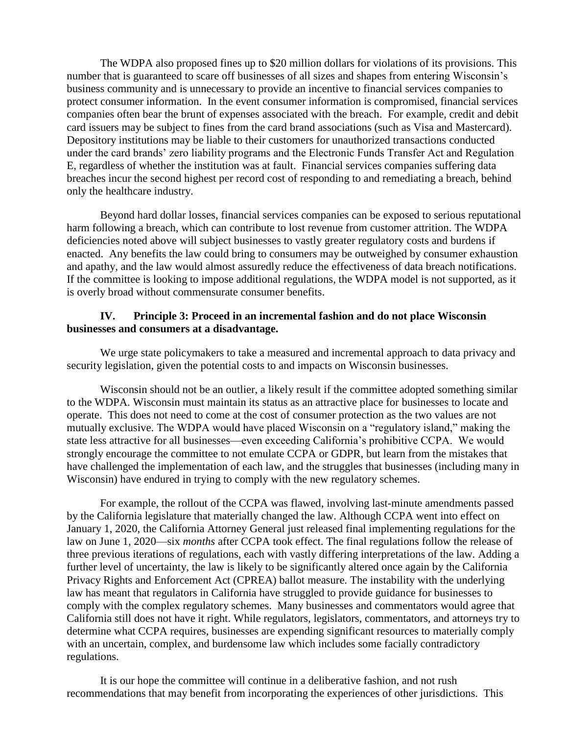The WDPA also proposed fines up to $20 million dollars for violations of its provisions. This number that is guaranteed to scare off businesses of all sizes and shapes from entering Wisconsin's business community and is unnecessary to provide an incentive to financial services companies to protect consumer information. In the event consumer information is compromised, financial services companies often bear the brunt of expenses associated with the breach. For example, credit and debit card issuers may be subject to fines from the card brand associations (such as Visa and Mastercard). Depository institutions may be liable to their customers for unauthorized transactions conducted under the card brands' zero liability programs and the Electronic Funds Transfer Act and Regulation E, regardless of whether the institution was at fault. Financial services companies suffering data breaches incur the second highest per record cost of responding to and remediating a breach, behind only the healthcare industry.

Beyond hard dollar losses, financial services companies can be exposed to serious reputational harm following a breach, which can contribute to lost revenue from customer attrition. The WDPA deficiencies noted above will subject businesses to vastly greater regulatory costs and burdens if enacted. Any benefits the law could bring to consumers may be outweighed by consumer exhaustion and apathy, and the law would almost assuredly reduce the effectiveness of data breach notifications. If the committee is looking to impose additional regulations, the WDPA model is not supported, as it is overly broad without commensurate consumer benefits.

## IV. Principle 3: Proceed in an incremental fashion and do not place Wisconsin businesses and consumers at a disadvantage.

We urge state policymakers to take a measured and incremental approach to data privacy and security legislation, given the potential costs to and impacts on Wisconsin businesses.

Wisconsin should not be an outlier, a likely result if the committee adopted something similar to the WDPA. Wisconsin must maintain its status as an attractive place for businesses to locate and operate. This does not need to come at the cost of consumer protection as the two values are not mutually exclusive. The WDPA would have placed Wisconsin on a "regulatory island," making the state less attractive for all businesses—even exceeding California's prohibitive CCPA. We would strongly encourage the committee to not emulate CCPA or GDPR, but learn from the mistakes that have challenged the implementation of each law, and the struggles that businesses (including many in Wisconsin) have endured in trying to comply with the new regulatory schemes.

For example, the rollout of the CCPA was flawed, involving last-minute amendments passed by the California legislature that materially changed the law. Although CCPA went into effect on January 1, 2020, the California Attorney General just released final implementing regulations for the law on June 1, 2020—six *months* after CCPA took effect. The final regulations follow the release of three previous iterations of regulations, each with vastly differing interpretations of the law. Adding a further level of uncertainty, the law is likely to be significantly altered once again by the California Privacy Rights and Enforcement Act (CPREA) ballot measure. The instability with the underlying law has meant that regulators in California have struggled to provide guidance for businesses to comply with the complex regulatory schemes. Many businesses and commentators would agree that California still does not have it right. While regulators, legislators, commentators, and attorneys try to determine what CCPA requires, businesses are expending significant resources to materially comply with an uncertain, complex, and burdensome law which includes some facially contradictory regulations.

It is our hope the committee will continue in a deliberative fashion, and not rush recommendations that may benefit from incorporating the experiences of other jurisdictions. This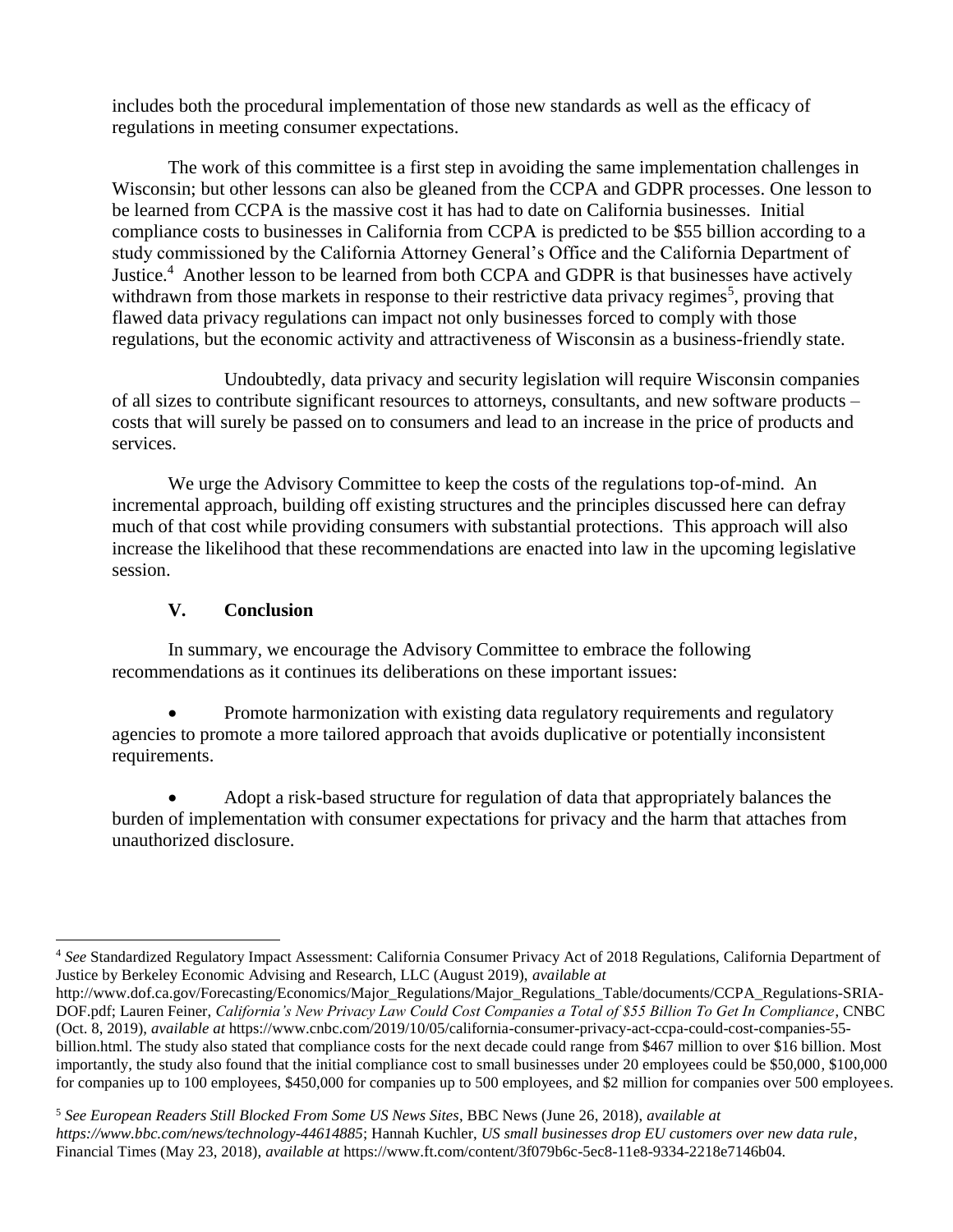includes both the procedural implementation of those new standards as well as the efficacy of regulations in meeting consumer expectations.

The work of this committee is a first step in avoiding the same implementation challenges in Wisconsin; but other lessons can also be gleaned from the CCPA and GDPR processes. One lesson to be learned from CCPA is the massive cost it has had to date on California businesses. Initial compliance costs to businesses in California from CCPA is predicted to be $55 billion according to a study commissioned by the California Attorney General's Office and the California Department of Justice.[4] Another lesson to be learned from both CCPA and GDPR is that businesses have actively withdrawn from those markets in response to their restrictive data privacy regimes[5], proving that flawed data privacy regulations can impact not only businesses forced to comply with those regulations, but the economic activity and attractiveness of Wisconsin as a business-friendly state.

Undoubtedly, data privacy and security legislation will require Wisconsin companies of all sizes to contribute significant resources to attorneys, consultants, and new software products – costs that will surely be passed on to consumers and lead to an increase in the price of products and services.

We urge the Advisory Committee to keep the costs of the regulations top-of-mind. An incremental approach, building off existing structures and the principles discussed here can defray much of that cost while providing consumers with substantial protections. This approach will also increase the likelihood that these recommendations are enacted into law in the upcoming legislative session.

## V. Conclusion

In summary, we encourage the Advisory Committee to embrace the following recommendations as it continues its deliberations on these important issues:

- Promote harmonization with existing data regulatory requirements and regulatory agencies to promote a more tailored approach that avoids duplicative or potentially inconsistent requirements.

- Adopt a risk-based structure for regulation of data that appropriately balances the burden of implementation with consumer expectations for privacy and the harm that attaches from unauthorized disclosure.

---

[4] *See* Standardized Regulatory Impact Assessment: California Consumer Privacy Act of 2018 Regulations, California Department of Justice by Berkeley Economic Advising and Research, LLC (August 2019), *available at* http://www.dof.ca.gov/Forecasting/Economics/Major_Regulations/Major_Regulations_Table/documents/CCPA_Regulations-SRIA-DOF.pdf; Lauren Feiner, *California's New Privacy Law Could Cost Companies a Total of $55 Billion To Get In Compliance*, CNBC (Oct. 8, 2019), *available at* https://www.cnbc.com/2019/10/05/california-consumer-privacy-act-ccpa-could-cost-companies-55-billion.html. The study also stated that compliance costs for the next decade could range from $467 million to over $16 billion. Most importantly, the study also found that the initial compliance cost to small businesses under 20 employees could be $50,000, $100,000 for companies up to 100 employees, $450,000 for companies up to 500 employees, and $2 million for companies over 500 employees.

[5] *See European Readers Still Blocked From Some US News Sites*, BBC News (June 26, 2018), *available at https://www.bbc.com/news/technology-44614885*; Hannah Kuchler, *US small businesses drop EU customers over new data rule*, Financial Times (May 23, 2018), *available at* https://www.ft.com/content/3f079b6c-5ec8-11e8-9334-2218e7146b04.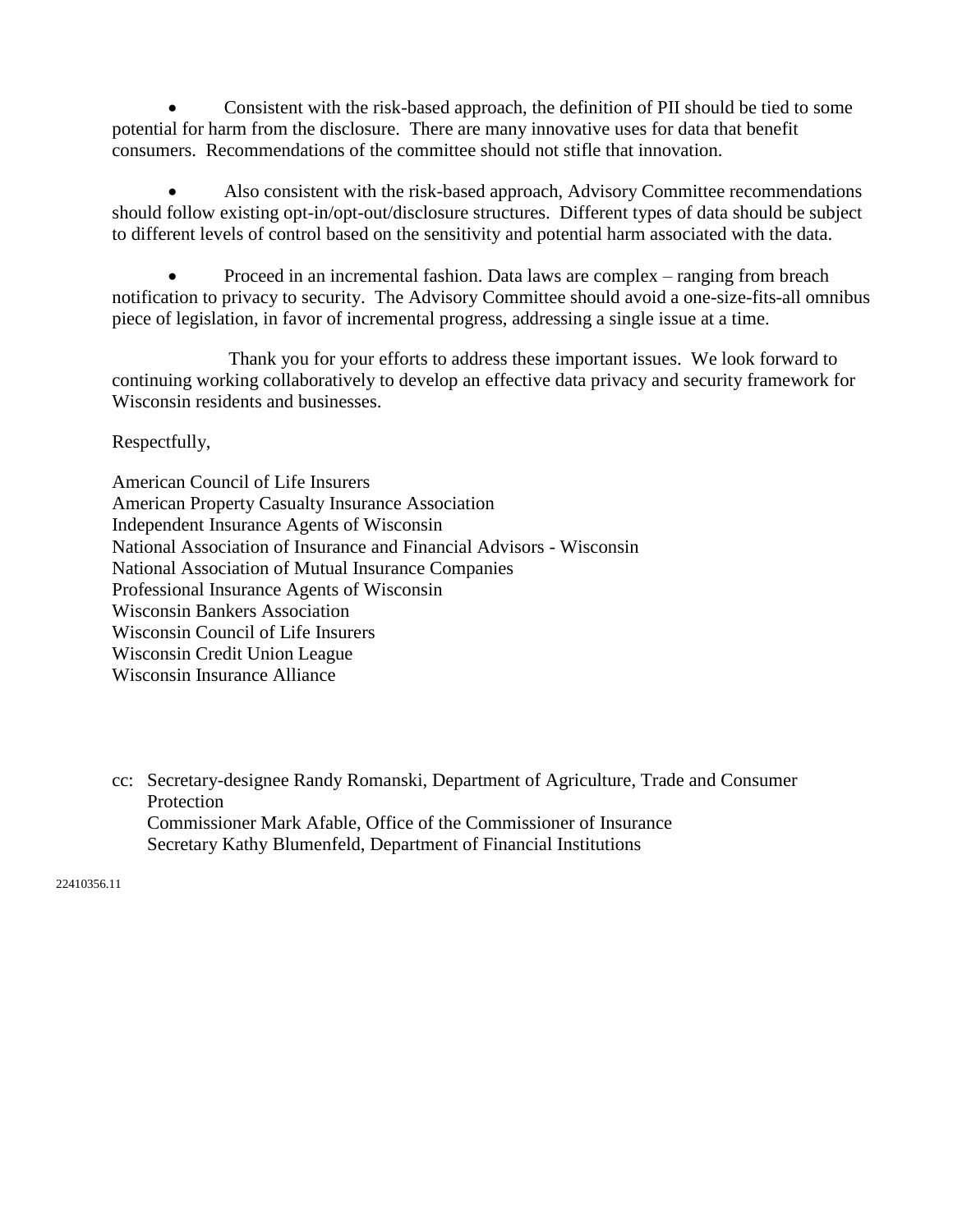- Consistent with the risk-based approach, the definition of PII should be tied to some potential for harm from the disclosure. There are many innovative uses for data that benefit consumers. Recommendations of the committee should not stifle that innovation.

- Also consistent with the risk-based approach, Advisory Committee recommendations should follow existing opt-in/opt-out/disclosure structures. Different types of data should be subject to different levels of control based on the sensitivity and potential harm associated with the data.

- Proceed in an incremental fashion. Data laws are complex – ranging from breach notification to privacy to security. The Advisory Committee should avoid a one-size-fits-all omnibus piece of legislation, in favor of incremental progress, addressing a single issue at a time.

Thank you for your efforts to address these important issues. We look forward to continuing working collaboratively to develop an effective data privacy and security framework for Wisconsin residents and businesses.

Respectfully,

American Council of Life Insurers
American Property Casualty Insurance Association
Independent Insurance Agents of Wisconsin
National Association of Insurance and Financial Advisors - Wisconsin
National Association of Mutual Insurance Companies
Professional Insurance Agents of Wisconsin
Wisconsin Bankers Association
Wisconsin Council of Life Insurers
Wisconsin Credit Union League
Wisconsin Insurance Alliance

cc: Secretary-designee Randy Romanski, Department of Agriculture, Trade and Consumer Protection
Commissioner Mark Afable, Office of the Commissioner of Insurance
Secretary Kathy Blumenfeld, Department of Financial Institutions

22410356.11